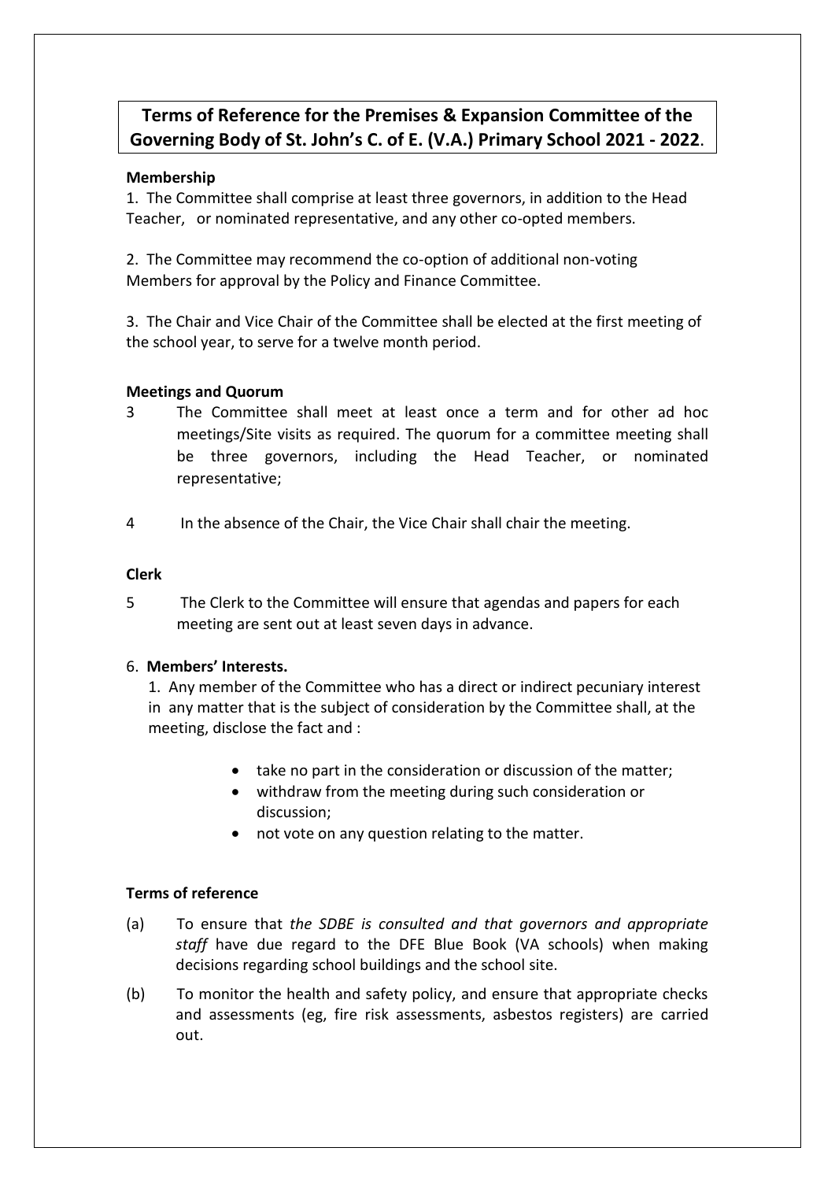# Terms of Reference for the Premises & Expansion Committee of the Governing Body of St. John's C. of E. (V.A.) Primary School 2021 - 2022.

**Membership**

1. The Committee shall comprise at least three governors, in addition to the Head Teacher, or nominated representative, and any other co-opted members.

2. The Committee may recommend the co-option of additional non-voting Members for approval by the Policy and Finance Committee.

3. The Chair and Vice Chair of the Committee shall be elected at the first meeting of the school year, to serve for a twelve month period.

**Meetings and Quorum**

3 The Committee shall meet at least once a term and for other ad hoc meetings/Site visits as required. The quorum for a committee meeting shall be three governors, including the Head Teacher, or nominated representative;

4 In the absence of the Chair, the Vice Chair shall chair the meeting.

**Clerk**

5 The Clerk to the Committee will ensure that agendas and papers for each meeting are sent out at least seven days in advance.

6. **Members' Interests.**

1. Any member of the Committee who has a direct or indirect pecuniary interest in any matter that is the subject of consideration by the Committee shall, at the meeting, disclose the fact and :

- take no part in the consideration or discussion of the matter;
- withdraw from the meeting during such consideration or discussion;
- not vote on any question relating to the matter.

**Terms of reference**

(a) To ensure that *the SDBE is consulted and that governors and appropriate staff* have due regard to the DFE Blue Book (VA schools) when making decisions regarding school buildings and the school site.

(b) To monitor the health and safety policy, and ensure that appropriate checks and assessments (eg, fire risk assessments, asbestos registers) are carried out.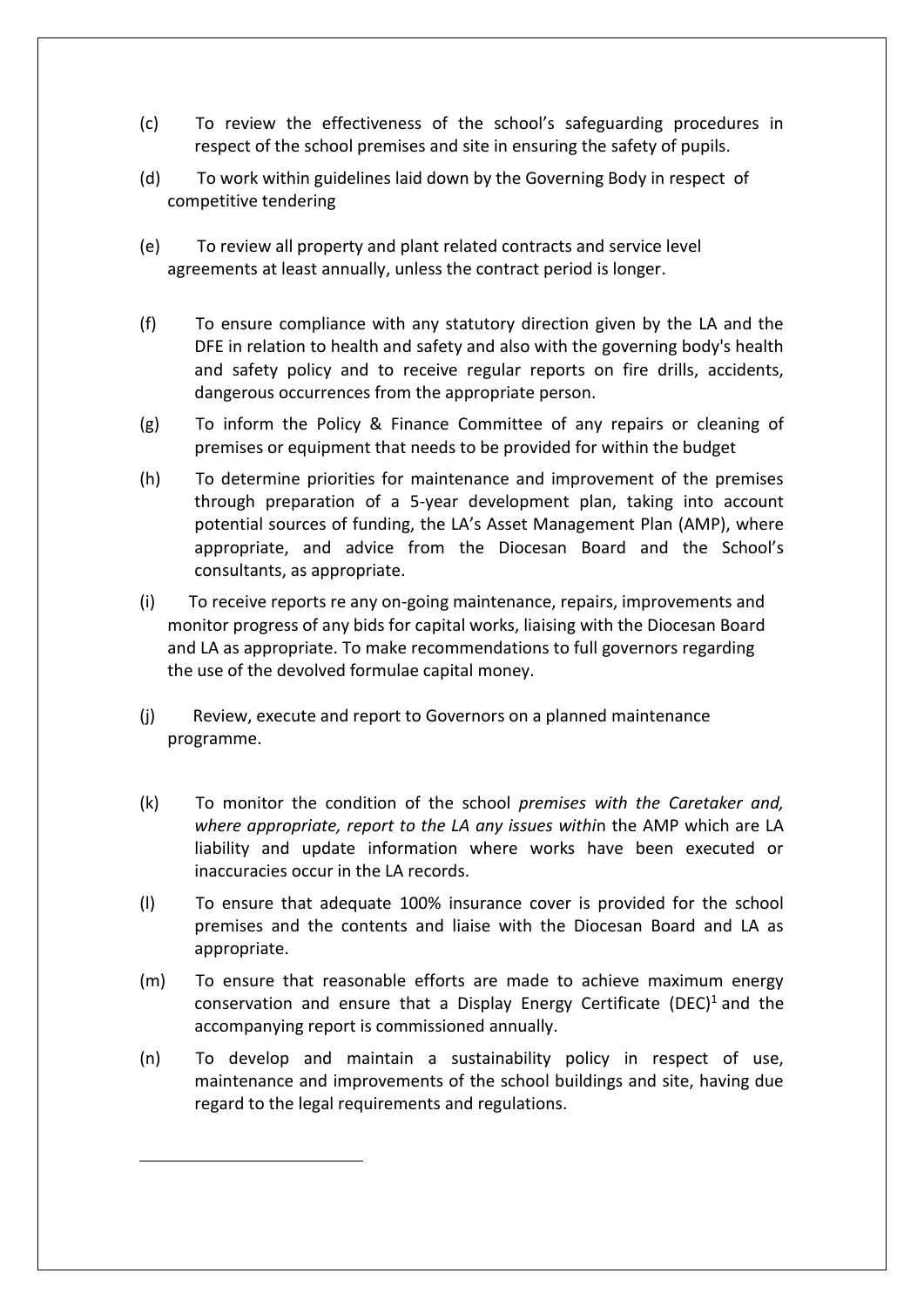(c) To review the effectiveness of the school's safeguarding procedures in respect of the school premises and site in ensuring the safety of pupils.

(d) To work within guidelines laid down by the Governing Body in respect of competitive tendering

(e) To review all property and plant related contracts and service level agreements at least annually, unless the contract period is longer.

(f) To ensure compliance with any statutory direction given by the LA and the DFE in relation to health and safety and also with the governing body's health and safety policy and to receive regular reports on fire drills, accidents, dangerous occurrences from the appropriate person.

(g) To inform the Policy & Finance Committee of any repairs or cleaning of premises or equipment that needs to be provided for within the budget

(h) To determine priorities for maintenance and improvement of the premises through preparation of a 5-year development plan, taking into account potential sources of funding, the LA's Asset Management Plan (AMP), where appropriate, and advice from the Diocesan Board and the School's consultants, as appropriate.

(i) To receive reports re any on-going maintenance, repairs, improvements and monitor progress of any bids for capital works, liaising with the Diocesan Board and LA as appropriate. To make recommendations to full governors regarding the use of the devolved formulae capital money.

(j) Review, execute and report to Governors on a planned maintenance programme.

(k) To monitor the condition of the school *premises with the Caretaker and, where appropriate, report to the LA any issues withi*n the AMP which are LA liability and update information where works have been executed or inaccuracies occur in the LA records.

(l) To ensure that adequate 100% insurance cover is provided for the school premises and the contents and liaise with the Diocesan Board and LA as appropriate.

(m) To ensure that reasonable efforts are made to achieve maximum energy conservation and ensure that a Display Energy Certificate (DEC)[1] and the accompanying report is commissioned annually.

(n) To develop and maintain a sustainability policy in respect of use, maintenance and improvements of the school buildings and site, having due regard to the legal requirements and regulations.

---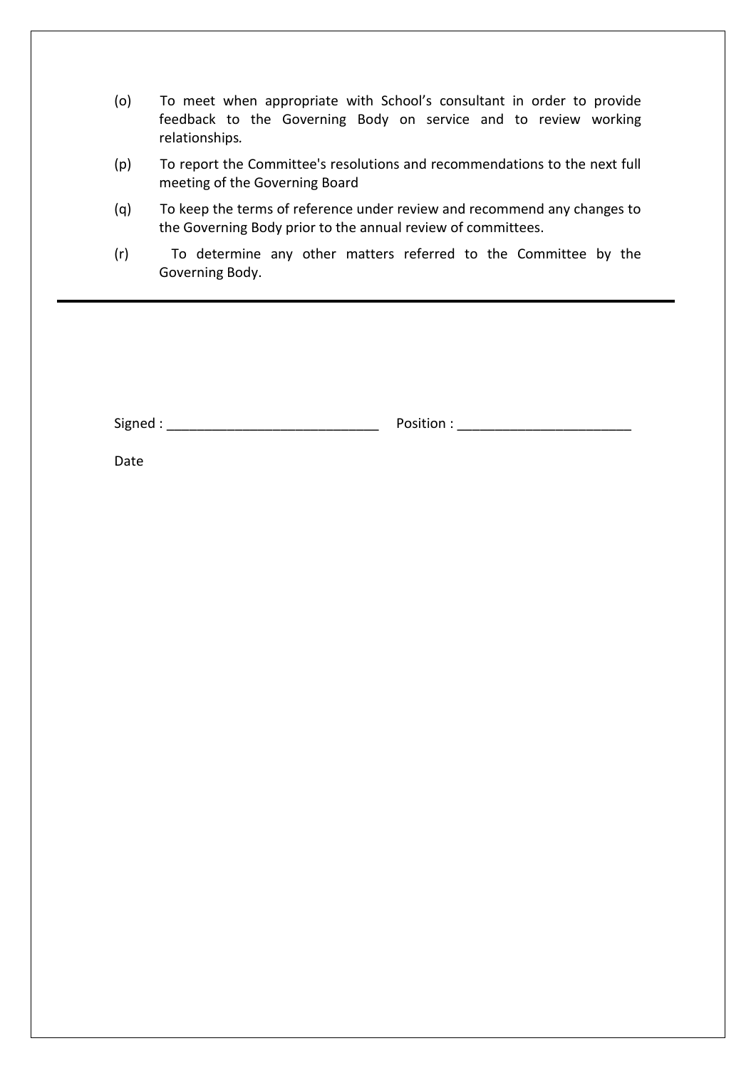(o) To meet when appropriate with School's consultant in order to provide feedback to the Governing Body on service and to review working relationships.

(p) To report the Committee's resolutions and recommendations to the next full meeting of the Governing Board

(q) To keep the terms of reference under review and recommend any changes to the Governing Body prior to the annual review of committees.

(r) To determine any other matters referred to the Committee by the Governing Body.

---

Signed : ____________________________ Position : _______________________

Date